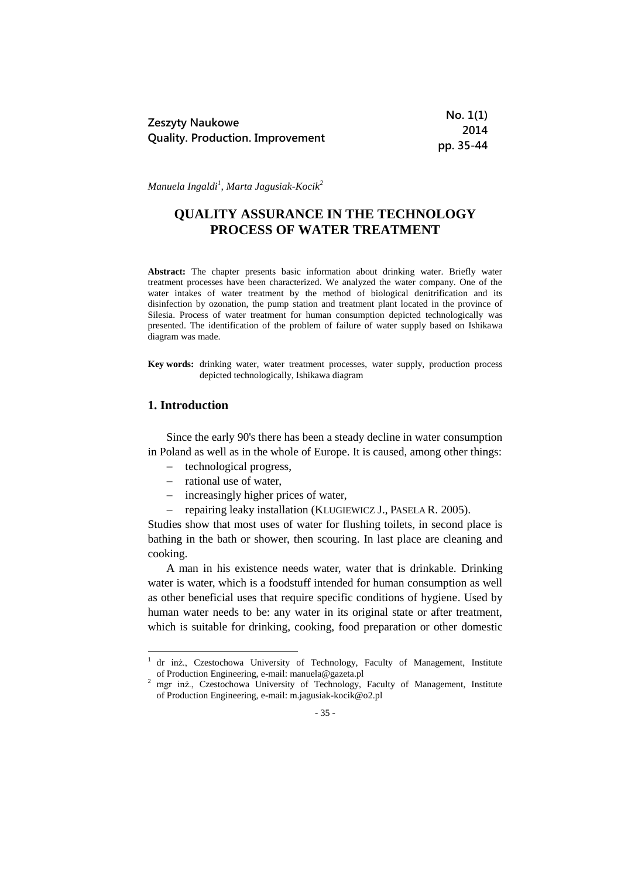Zeszyty Naukowe
Quality. Production. Improvement

No. 1(1)
2014
pp. 35-44

*Manuela Ingaldi*[1], *Marta Jagusiak-Kocik*[2]

# QUALITY ASSURANCE IN THE TECHNOLOGY PROCESS OF WATER TREATMENT

**Abstract:** The chapter presents basic information about drinking water. Briefly water treatment processes have been characterized. We analyzed the water company. One of the water intakes of water treatment by the method of biological denitrification and its disinfection by ozonation, the pump station and treatment plant located in the province of Silesia. Process of water treatment for human consumption depicted technologically was presented. The identification of the problem of failure of water supply based on Ishikawa diagram was made.

**Key words:** drinking water, water treatment processes, water supply, production process depicted technologically, Ishikawa diagram

## 1. Introduction

Since the early 90's there has been a steady decline in water consumption in Poland as well as in the whole of Europe. It is caused, among other things:

- technological progress,
- rational use of water,
- increasingly higher prices of water,
- repairing leaky installation (KLUGIEWICZ J., PASELA R. 2005).

Studies show that most uses of water for flushing toilets, in second place is bathing in the bath or shower, then scouring. In last place are cleaning and cooking.

A man in his existence needs water, water that is drinkable. Drinking water is water, which is a foodstuff intended for human consumption as well as other beneficial uses that require specific conditions of hygiene. Used by human water needs to be: any water in its original state or after treatment, which is suitable for drinking, cooking, food preparation or other domestic

---

[1] dr inż., Czestochowa University of Technology, Faculty of Management, Institute of Production Engineering, e-mail: manuela@gazeta.pl

[2] mgr inż., Czestochowa University of Technology, Faculty of Management, Institute of Production Engineering, e-mail: m.jagusiak-kocik@o2.pl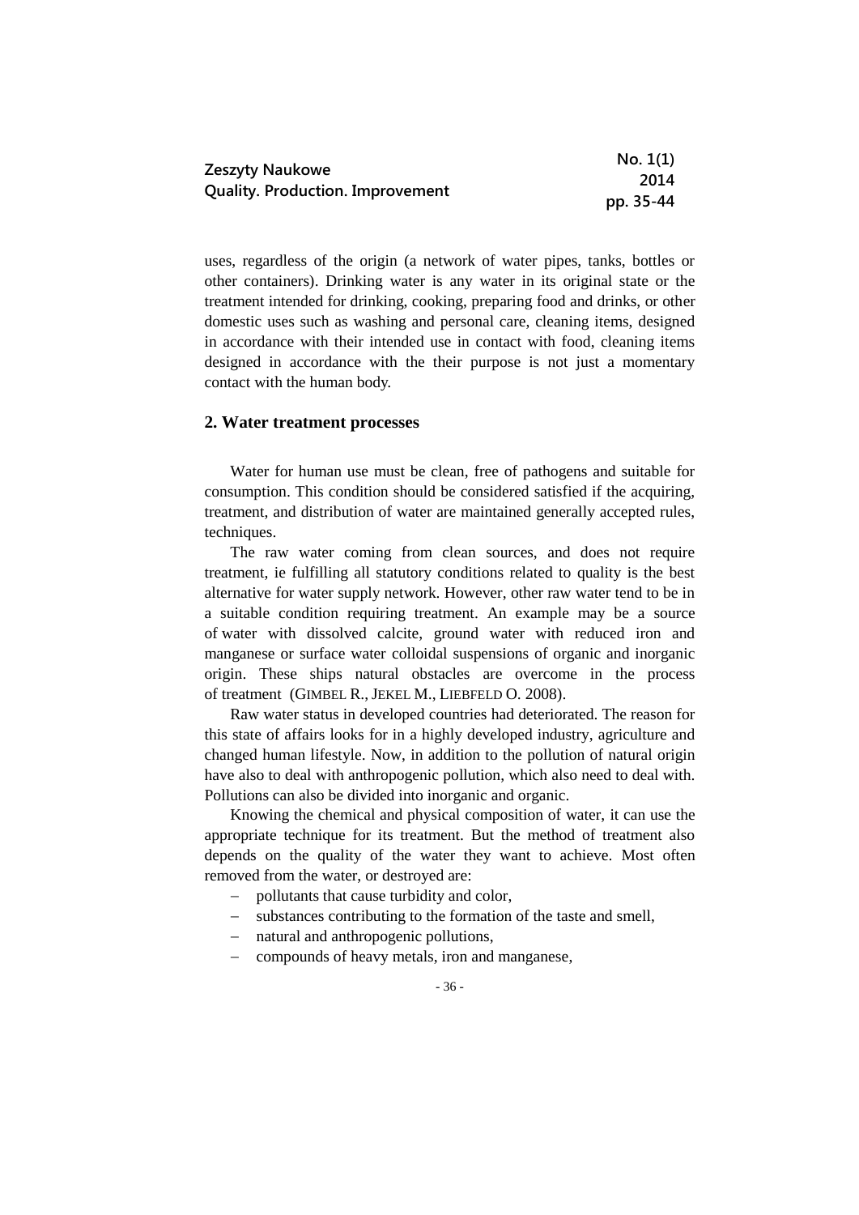uses, regardless of the origin (a network of water pipes, tanks, bottles or other containers). Drinking water is any water in its original state or the treatment intended for drinking, cooking, preparing food and drinks, or other domestic uses such as washing and personal care, cleaning items, designed in accordance with their intended use in contact with food, cleaning items designed in accordance with the their purpose is not just a momentary contact with the human body.

## 2. Water treatment processes

Water for human use must be clean, free of pathogens and suitable for consumption. This condition should be considered satisfied if the acquiring, treatment, and distribution of water are maintained generally accepted rules, techniques.

The raw water coming from clean sources, and does not require treatment, ie fulfilling all statutory conditions related to quality is the best alternative for water supply network. However, other raw water tend to be in a suitable condition requiring treatment. An example may be a source of water with dissolved calcite, ground water with reduced iron and manganese or surface water colloidal suspensions of organic and inorganic origin. These ships natural obstacles are overcome in the process of treatment (GIMBEL R., JEKEL M., LIEBFELD O. 2008).

Raw water status in developed countries had deteriorated. The reason for this state of affairs looks for in a highly developed industry, agriculture and changed human lifestyle. Now, in addition to the pollution of natural origin have also to deal with anthropogenic pollution, which also need to deal with. Pollutions can also be divided into inorganic and organic.

Knowing the chemical and physical composition of water, it can use the appropriate technique for its treatment. But the method of treatment also depends on the quality of the water they want to achieve. Most often removed from the water, or destroyed are:

- pollutants that cause turbidity and color,
- substances contributing to the formation of the taste and smell,
- natural and anthropogenic pollutions,
- compounds of heavy metals, iron and manganese,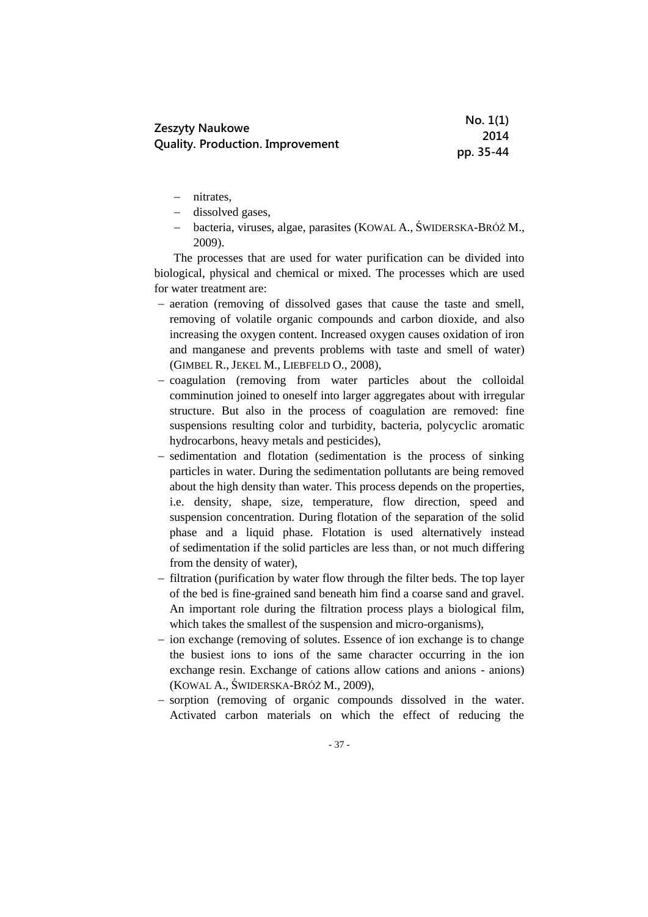- nitrates,
- dissolved gases,
- bacteria, viruses, algae, parasites (KOWAL A., ŚWIDERSKA-BRÓŻ M., 2009).

The processes that are used for water purification can be divided into biological, physical and chemical or mixed. The processes which are used for water treatment are:

- aeration (removing of dissolved gases that cause the taste and smell, removing of volatile organic compounds and carbon dioxide, and also increasing the oxygen content. Increased oxygen causes oxidation of iron and manganese and prevents problems with taste and smell of water) (GIMBEL R., JEKEL M., LIEBFELD O., 2008),
- coagulation (removing from water particles about the colloidal comminution joined to oneself into larger aggregates about with irregular structure. But also in the process of coagulation are removed: fine suspensions resulting color and turbidity, bacteria, polycyclic aromatic hydrocarbons, heavy metals and pesticides),
- sedimentation and flotation (sedimentation is the process of sinking particles in water. During the sedimentation pollutants are being removed about the high density than water. This process depends on the properties, i.e. density, shape, size, temperature, flow direction, speed and suspension concentration. During flotation of the separation of the solid phase and a liquid phase. Flotation is used alternatively instead of sedimentation if the solid particles are less than, or not much differing from the density of water),
- filtration (purification by water flow through the filter beds. The top layer of the bed is fine-grained sand beneath him find a coarse sand and gravel. An important role during the filtration process plays a biological film, which takes the smallest of the suspension and micro-organisms),
- ion exchange (removing of solutes. Essence of ion exchange is to change the busiest ions to ions of the same character occurring in the ion exchange resin. Exchange of cations allow cations and anions - anions) (KOWAL A., ŚWIDERSKA-BRÓŻ M., 2009),
- sorption (removing of organic compounds dissolved in the water. Activated carbon materials on which the effect of reducing the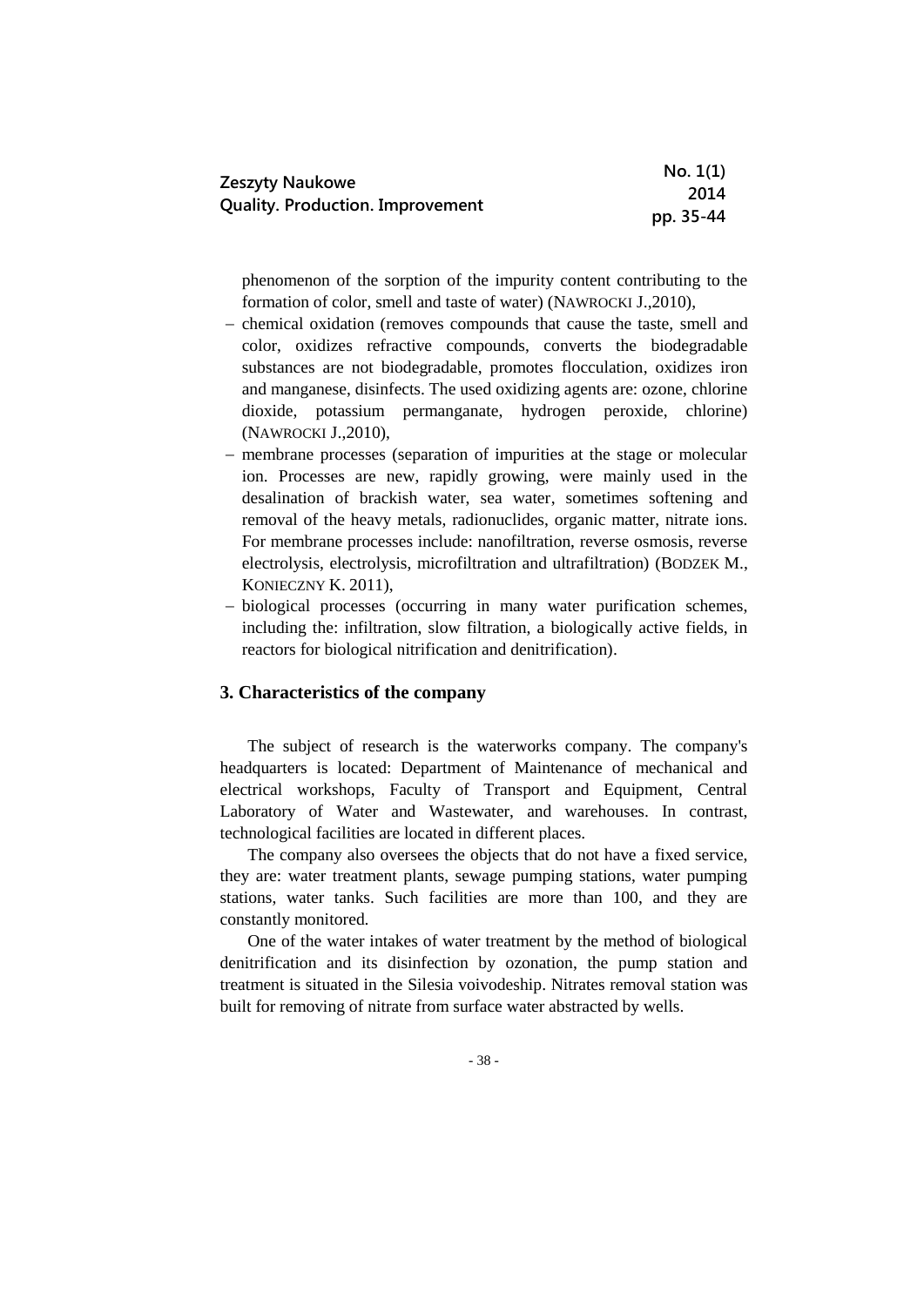phenomenon of the sorption of the impurity content contributing to the formation of color, smell and taste of water) (NAWROCKI J.,2010),

- chemical oxidation (removes compounds that cause the taste, smell and color, oxidizes refractive compounds, converts the biodegradable substances are not biodegradable, promotes flocculation, oxidizes iron and manganese, disinfects. The used oxidizing agents are: ozone, chlorine dioxide, potassium permanganate, hydrogen peroxide, chlorine) (NAWROCKI J.,2010),
- membrane processes (separation of impurities at the stage or molecular ion. Processes are new, rapidly growing, were mainly used in the desalination of brackish water, sea water, sometimes softening and removal of the heavy metals, radionuclides, organic matter, nitrate ions. For membrane processes include: nanofiltration, reverse osmosis, reverse electrolysis, electrolysis, microfiltration and ultrafiltration) (BODZEK M., KONIECZNY K. 2011),
- biological processes (occurring in many water purification schemes, including the: infiltration, slow filtration, a biologically active fields, in reactors for biological nitrification and denitrification).

## 3. Characteristics of the company

The subject of research is the waterworks company. The company's headquarters is located: Department of Maintenance of mechanical and electrical workshops, Faculty of Transport and Equipment, Central Laboratory of Water and Wastewater, and warehouses. In contrast, technological facilities are located in different places.

The company also oversees the objects that do not have a fixed service, they are: water treatment plants, sewage pumping stations, water pumping stations, water tanks. Such facilities are more than 100, and they are constantly monitored.

One of the water intakes of water treatment by the method of biological denitrification and its disinfection by ozonation, the pump station and treatment is situated in the Silesia voivodeship. Nitrates removal station was built for removing of nitrate from surface water abstracted by wells.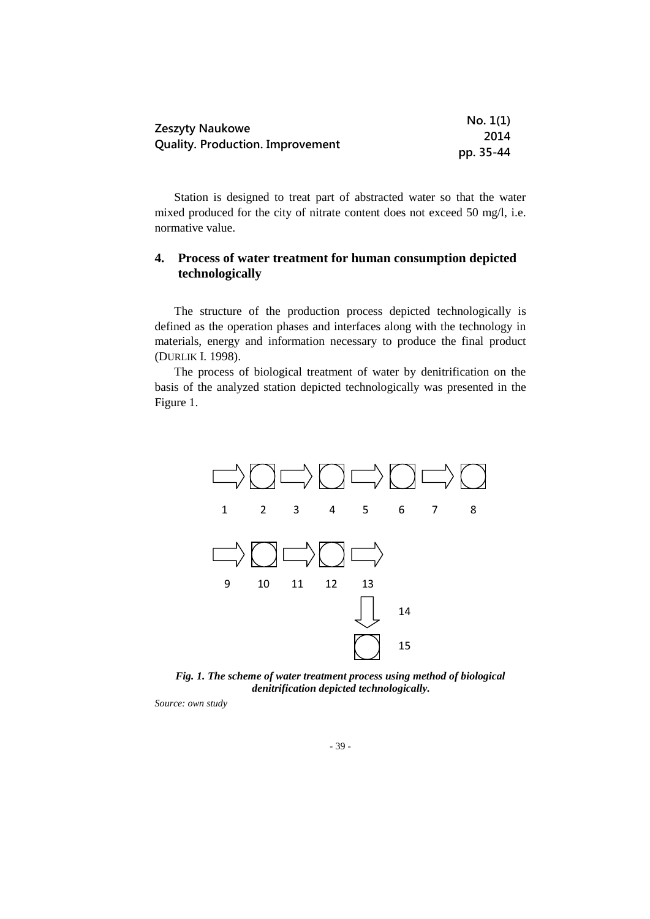Station is designed to treat part of abstracted water so that the water mixed produced for the city of nitrate content does not exceed 50 mg/l, i.e. normative value.

## 4. Process of water treatment for human consumption depicted technologically

The structure of the production process depicted technologically is defined as the operation phases and interfaces along with the technology in materials, energy and information necessary to produce the final product (DURLIK I. 1998).

The process of biological treatment of water by denitrification on the basis of the analyzed station depicted technologically was presented in the Figure 1.

1 2 3 4 5 6 7 8

9 10 11 12 13

14

15

***Fig. 1. The scheme of water treatment process using method of biological denitrification depicted technologically.***

*Source: own study*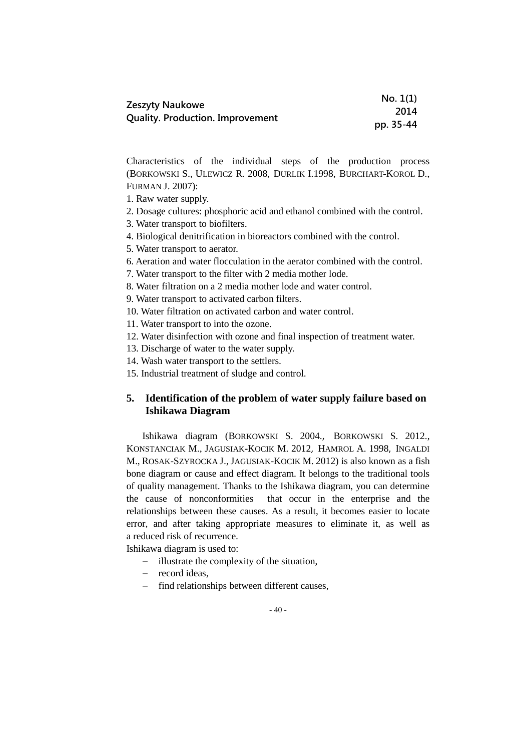Characteristics of the individual steps of the production process (BORKOWSKI S., ULEWICZ R. 2008, DURLIK I.1998, BURCHART-KOROL D., FURMAN J. 2007):

1. Raw water supply.
2. Dosage cultures: phosphoric acid and ethanol combined with the control.
3. Water transport to biofilters.
4. Biological denitrification in bioreactors combined with the control.
5. Water transport to aerator.
6. Aeration and water flocculation in the aerator combined with the control.
7. Water transport to the filter with 2 media mother lode.
8. Water filtration on a 2 media mother lode and water control.
9. Water transport to activated carbon filters.
10. Water filtration on activated carbon and water control.
11. Water transport to into the ozone.
12. Water disinfection with ozone and final inspection of treatment water.
13. Discharge of water to the water supply.
14. Wash water transport to the settlers.
15. Industrial treatment of sludge and control.

## 5. Identification of the problem of water supply failure based on Ishikawa Diagram

Ishikawa diagram (BORKOWSKI S. 2004., BORKOWSKI S. 2012., KONSTANCIAK M., JAGUSIAK-KOCIK M. 2012, HAMROL A. 1998, INGALDI M., ROSAK-SZYROCKA J., JAGUSIAK-KOCIK M. 2012) is also known as a fish bone diagram or cause and effect diagram. It belongs to the traditional tools of quality management. Thanks to the Ishikawa diagram, you can determine the cause of nonconformities that occur in the enterprise and the relationships between these causes. As a result, it becomes easier to locate error, and after taking appropriate measures to eliminate it, as well as a reduced risk of recurrence.

Ishikawa diagram is used to:

- illustrate the complexity of the situation,
- record ideas,
- find relationships between different causes,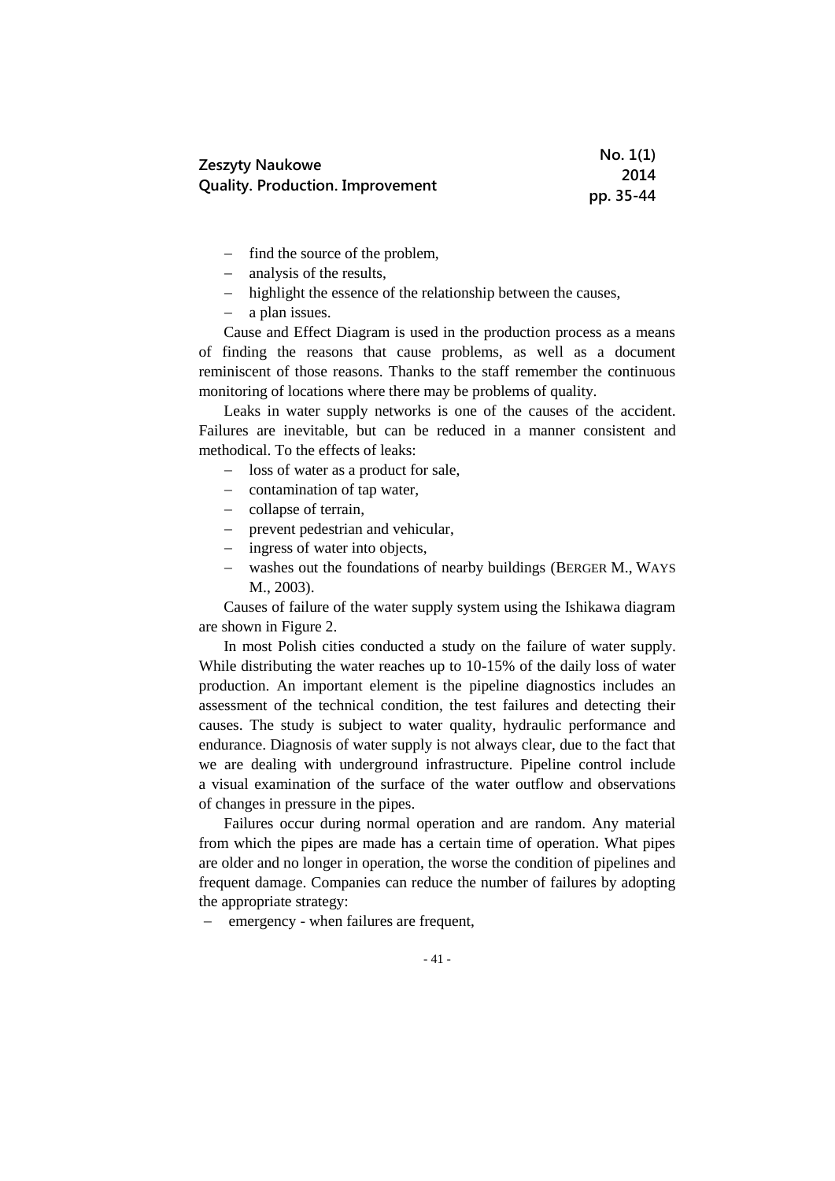- find the source of the problem,
- analysis of the results,
- highlight the essence of the relationship between the causes,
- a plan issues.

Cause and Effect Diagram is used in the production process as a means of finding the reasons that cause problems, as well as a document reminiscent of those reasons. Thanks to the staff remember the continuous monitoring of locations where there may be problems of quality.

Leaks in water supply networks is one of the causes of the accident. Failures are inevitable, but can be reduced in a manner consistent and methodical. To the effects of leaks:

- loss of water as a product for sale,
- contamination of tap water,
- collapse of terrain,
- prevent pedestrian and vehicular,
- ingress of water into objects,
- washes out the foundations of nearby buildings (BERGER M., WAYS M., 2003).

Causes of failure of the water supply system using the Ishikawa diagram are shown in Figure 2.

In most Polish cities conducted a study on the failure of water supply. While distributing the water reaches up to 10-15% of the daily loss of water production. An important element is the pipeline diagnostics includes an assessment of the technical condition, the test failures and detecting their causes. The study is subject to water quality, hydraulic performance and endurance. Diagnosis of water supply is not always clear, due to the fact that we are dealing with underground infrastructure. Pipeline control include a visual examination of the surface of the water outflow and observations of changes in pressure in the pipes.

Failures occur during normal operation and are random. Any material from which the pipes are made has a certain time of operation. What pipes are older and no longer in operation, the worse the condition of pipelines and frequent damage. Companies can reduce the number of failures by adopting the appropriate strategy:

- emergency - when failures are frequent,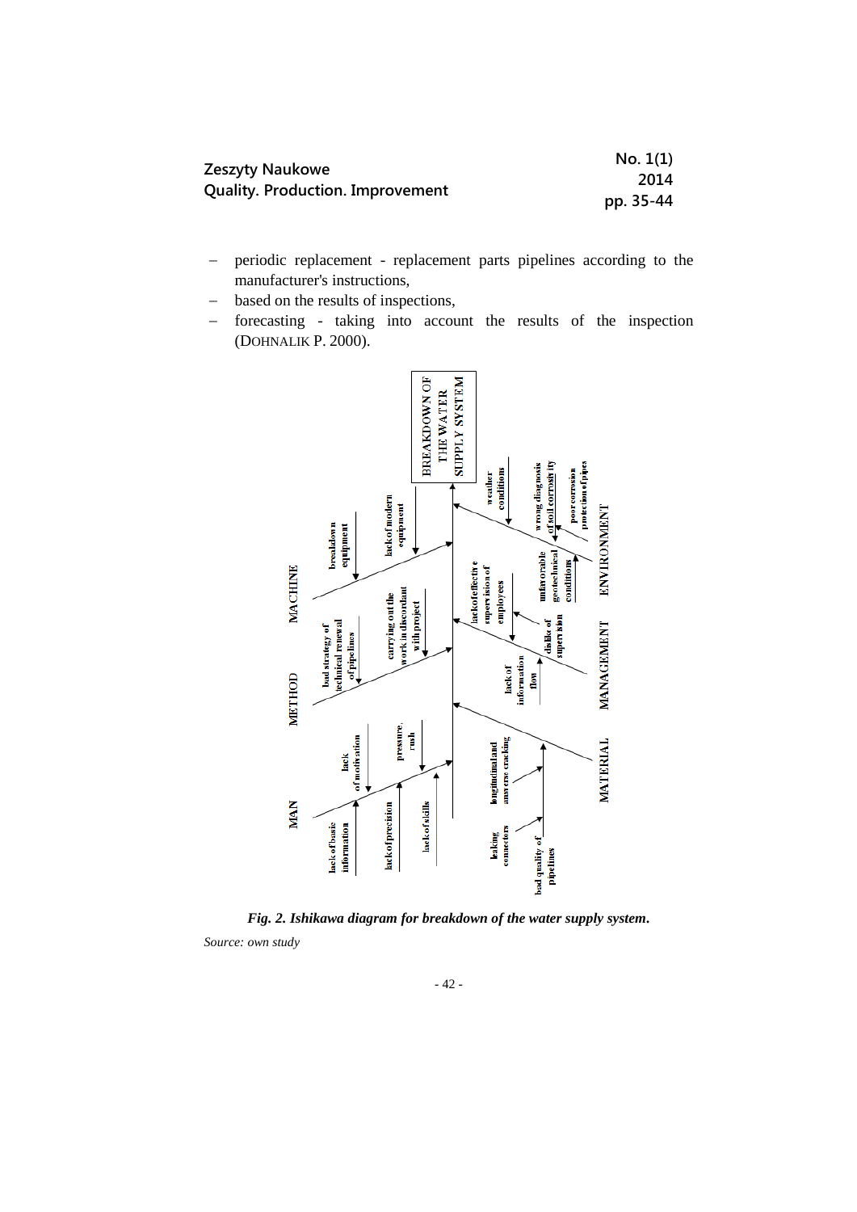– periodic replacement - replacement parts pipelines according to the manufacturer's instructions,
– based on the results of inspections,
– forecasting - taking into account the results of the inspection (DOHNALIK P. 2000).

*Fig. 2. Ishikawa diagram for breakdown of the water supply system.*

*Source: own study*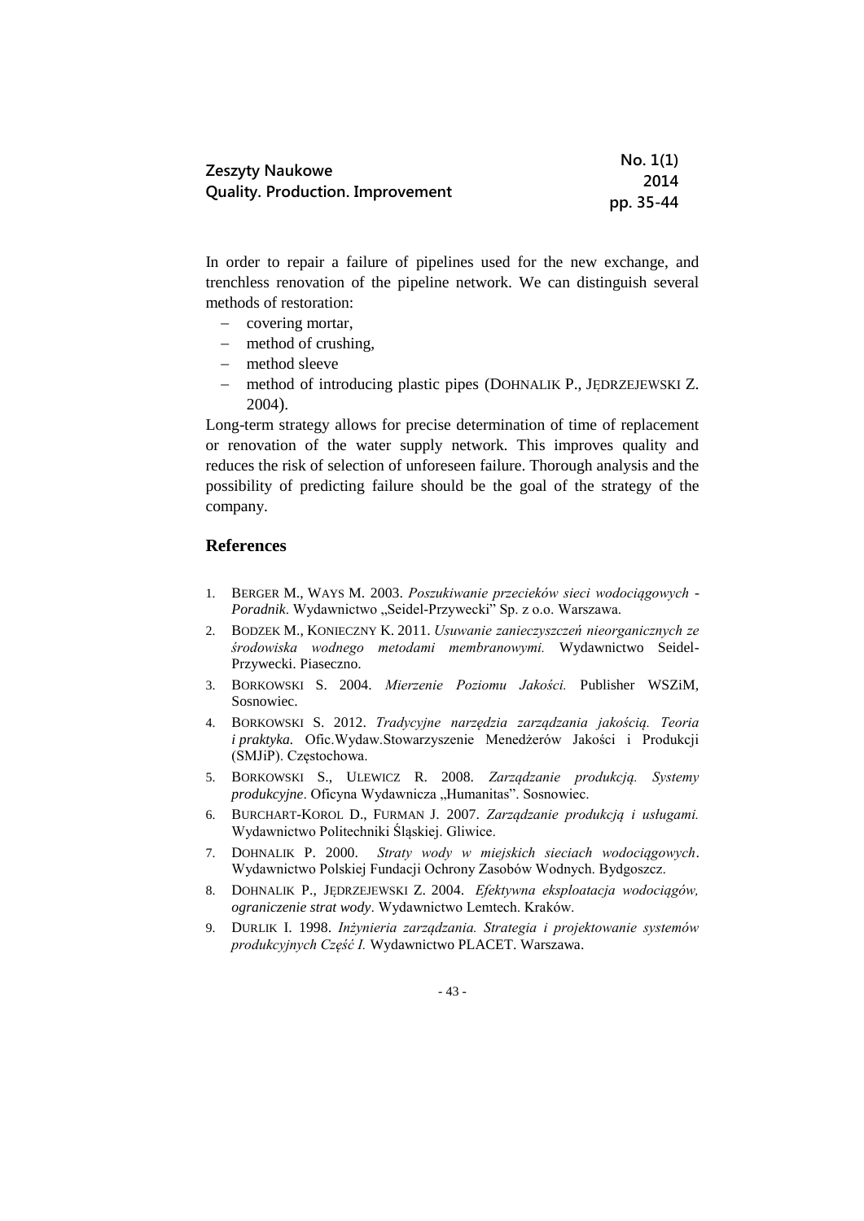In order to repair a failure of pipelines used for the new exchange, and trenchless renovation of the pipeline network. We can distinguish several methods of restoration:

- covering mortar,
- method of crushing,
- method sleeve
- method of introducing plastic pipes (DOHNALIK P., JĘDRZEJEWSKI Z. 2004).

Long-term strategy allows for precise determination of time of replacement or renovation of the water supply network. This improves quality and reduces the risk of selection of unforeseen failure. Thorough analysis and the possibility of predicting failure should be the goal of the strategy of the company.

## References

1. BERGER M., WAYS M. 2003. *Poszukiwanie przecieków sieci wodociągowych - Poradnik*. Wydawnictwo „Seidel-Przywecki" Sp. z o.o. Warszawa.
2. BODZEK M., KONIECZNY K. 2011. *Usuwanie zanieczyszczeń nieorganicznych ze środowiska wodnego metodami membranowymi.* Wydawnictwo Seidel-Przywecki. Piaseczno.
3. BORKOWSKI S. 2004. *Mierzenie Poziomu Jakości.* Publisher WSZiM, Sosnowiec.
4. BORKOWSKI S. 2012. *Tradycyjne narzędzia zarządzania jakością. Teoria i praktyka.* Ofic.Wydaw.Stowarzyszenie Menedżerów Jakości i Produkcji (SMJiP). Częstochowa.
5. BORKOWSKI S., ULEWICZ R. 2008. *Zarządzanie produkcją. Systemy produkcyjne*. Oficyna Wydawnicza „Humanitas". Sosnowiec.
6. BURCHART-KOROL D., FURMAN J. 2007. *Zarządzanie produkcją i usługami.* Wydawnictwo Politechniki Śląskiej. Gliwice.
7. DOHNALIK P. 2000. *Straty wody w miejskich sieciach wodociągowych*. Wydawnictwo Polskiej Fundacji Ochrony Zasobów Wodnych. Bydgoszcz.
8. DOHNALIK P., JĘDRZEJEWSKI Z. 2004. *Efektywna eksploatacja wodociągów, ograniczenie strat wody*. Wydawnictwo Lemtech. Kraków.
9. DURLIK I. 1998. *Inżynieria zarządzania. Strategia i projektowanie systemów produkcyjnych Część I.* Wydawnictwo PLACET. Warszawa.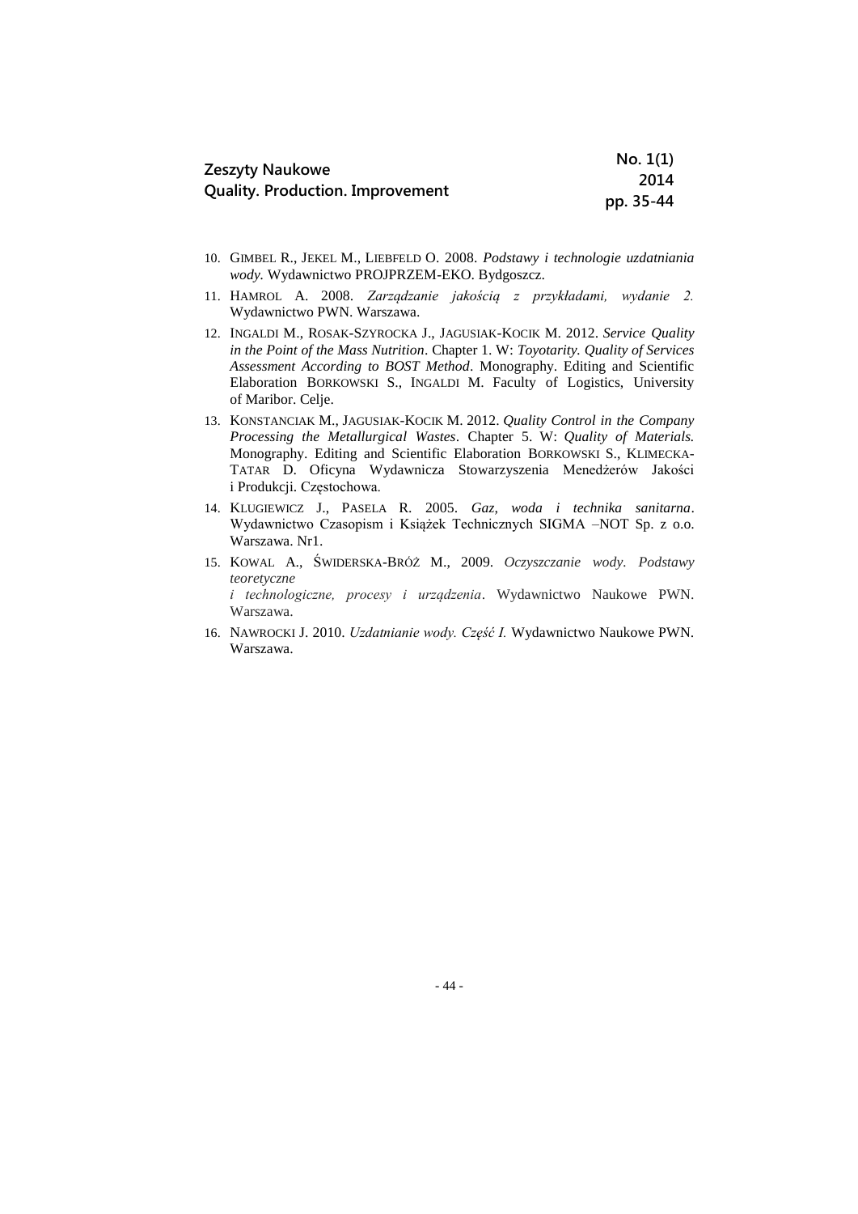10. GIMBEL R., JEKEL M., LIEBFELD O. 2008. *Podstawy i technologie uzdatniania wody.* Wydawnictwo PROJPRZEM-EKO. Bydgoszcz.
11. HAMROL A. 2008. *Zarządzanie jakością z przykładami, wydanie 2.* Wydawnictwo PWN. Warszawa.
12. INGALDI M., ROSAK-SZYROCKA J., JAGUSIAK-KOCIK M. 2012. *Service Quality in the Point of the Mass Nutrition*. Chapter 1. W: *Toyotarity. Quality of Services Assessment According to BOST Method*. Monography. Editing and Scientific Elaboration BORKOWSKI S., INGALDI M. Faculty of Logistics, University of Maribor. Celje.
13. KONSTANCIAK M., JAGUSIAK-KOCIK M. 2012. *Quality Control in the Company Processing the Metallurgical Wastes*. Chapter 5. W: *Quality of Materials.* Monography. Editing and Scientific Elaboration BORKOWSKI S., KLIMECKA-TATAR D. Oficyna Wydawnicza Stowarzyszenia Menedżerów Jakości i Produkcji. Częstochowa.
14. KLUGIEWICZ J., PASELA R. 2005. *Gaz, woda i technika sanitarna*. Wydawnictwo Czasopism i Książek Technicznych SIGMA –NOT Sp. z o.o. Warszawa. Nr1.
15. KOWAL A., ŚWIDERSKA-BRÓŻ M., 2009. *Oczyszczanie wody. Podstawy teoretyczne i technologiczne, procesy i urządzenia*. Wydawnictwo Naukowe PWN. Warszawa.
16. NAWROCKI J. 2010. *Uzdatnianie wody. Część I.* Wydawnictwo Naukowe PWN. Warszawa.